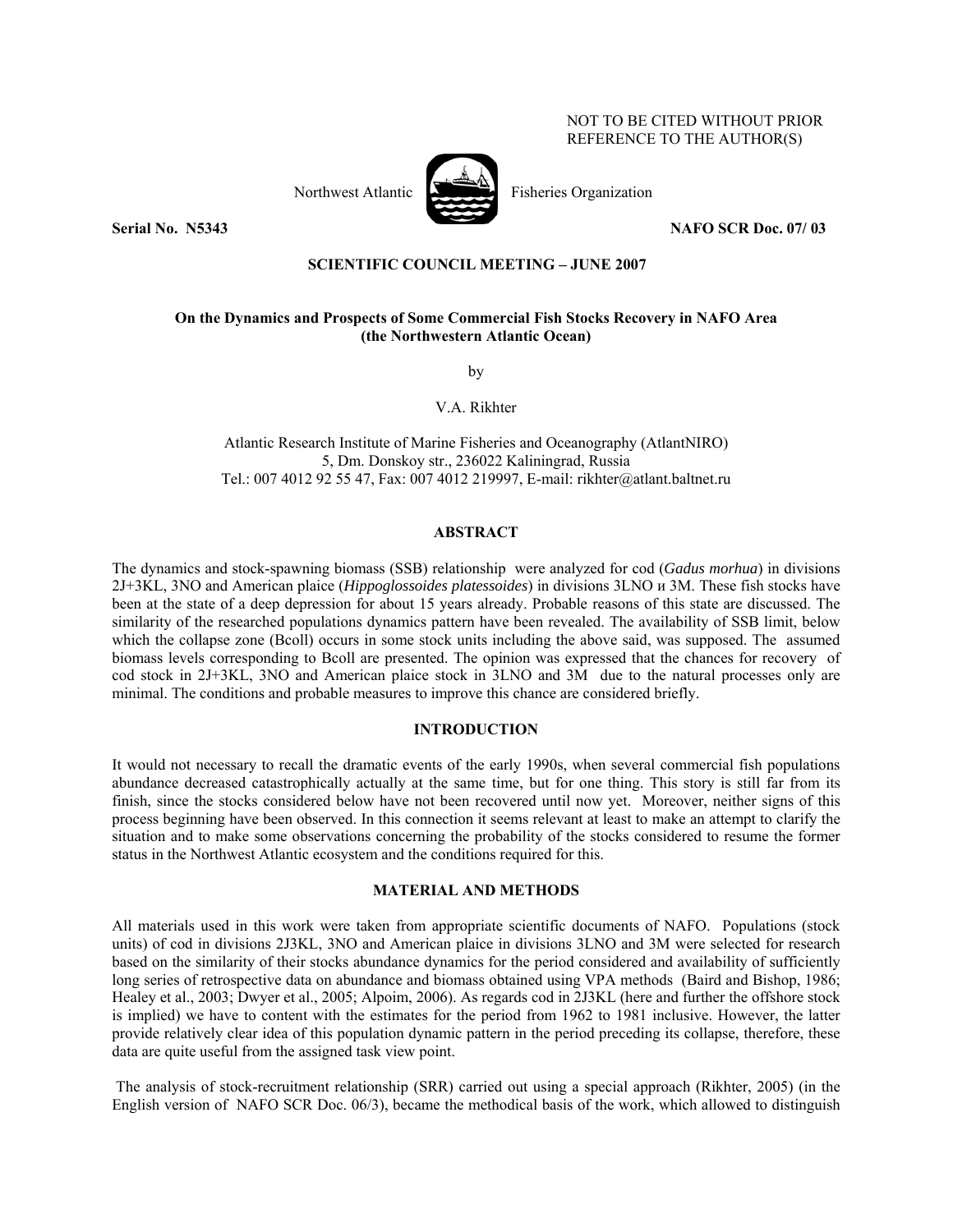NOT TO BE CITED WITHOUT PRIOR REFERENCE TO THE AUTHOR(S)

Northwest Atlantic Fisheries Organization

**Serial No. N5343** **NAFO SCR Doc. 07/ 03**

**SCIENTIFIC COUNCIL MEETING – JUNE 2007**

## On the Dynamics and Prospects of Some Commercial Fish Stocks Recovery in NAFO Area (the Northwestern Atlantic Ocean)

by

V.A. Rikhter

Atlantic Research Institute of Marine Fisheries and Oceanography (AtlantNIRO)
5, Dm. Donskoy str., 236022 Kaliningrad, Russia
Tel.: 007 4012 92 55 47, Fax: 007 4012 219997, E-mail: rikhter@atlant.baltnet.ru

### ABSTRACT

The dynamics and stock-spawning biomass (SSB) relationship were analyzed for cod (*Gadus morhua*) in divisions 2J+3KL, 3NO and American plaice (*Hippoglossoides platessoides*) in divisions 3LNO и 3M. These fish stocks have been at the state of a deep depression for about 15 years already. Probable reasons of this state are discussed. The similarity of the researched populations dynamics pattern have been revealed. The availability of SSB limit, below which the collapse zone (Bcoll) occurs in some stock units including the above said, was supposed. The assumed biomass levels corresponding to Bcoll are presented. The opinion was expressed that the chances for recovery of cod stock in 2J+3KL, 3NO and American plaice stock in 3LNO and 3M due to the natural processes only are minimal. The conditions and probable measures to improve this chance are considered briefly.

### INTRODUCTION

It would not necessary to recall the dramatic events of the early 1990s, when several commercial fish populations abundance decreased catastrophically actually at the same time, but for one thing. This story is still far from its finish, since the stocks considered below have not been recovered until now yet. Moreover, neither signs of this process beginning have been observed. In this connection it seems relevant at least to make an attempt to clarify the situation and to make some observations concerning the probability of the stocks considered to resume the former status in the Northwest Atlantic ecosystem and the conditions required for this.

### MATERIAL AND METHODS

All materials used in this work were taken from appropriate scientific documents of NAFO. Populations (stock units) of cod in divisions 2J3KL, 3NO and American plaice in divisions 3LNO and 3M were selected for research based on the similarity of their stocks abundance dynamics for the period considered and availability of sufficiently long series of retrospective data on abundance and biomass obtained using VPA methods (Baird and Bishop, 1986; Healey et al., 2003; Dwyer et al., 2005; Alpoim, 2006). As regards cod in 2J3KL (here and further the offshore stock is implied) we have to content with the estimates for the period from 1962 to 1981 inclusive. However, the latter provide relatively clear idea of this population dynamic pattern in the period preceding its collapse, therefore, these data are quite useful from the assigned task view point.

The analysis of stock-recruitment relationship (SRR) carried out using a special approach (Rikhter, 2005) (in the English version of NAFO SCR Doc. 06/3), became the methodical basis of the work, which allowed to distinguish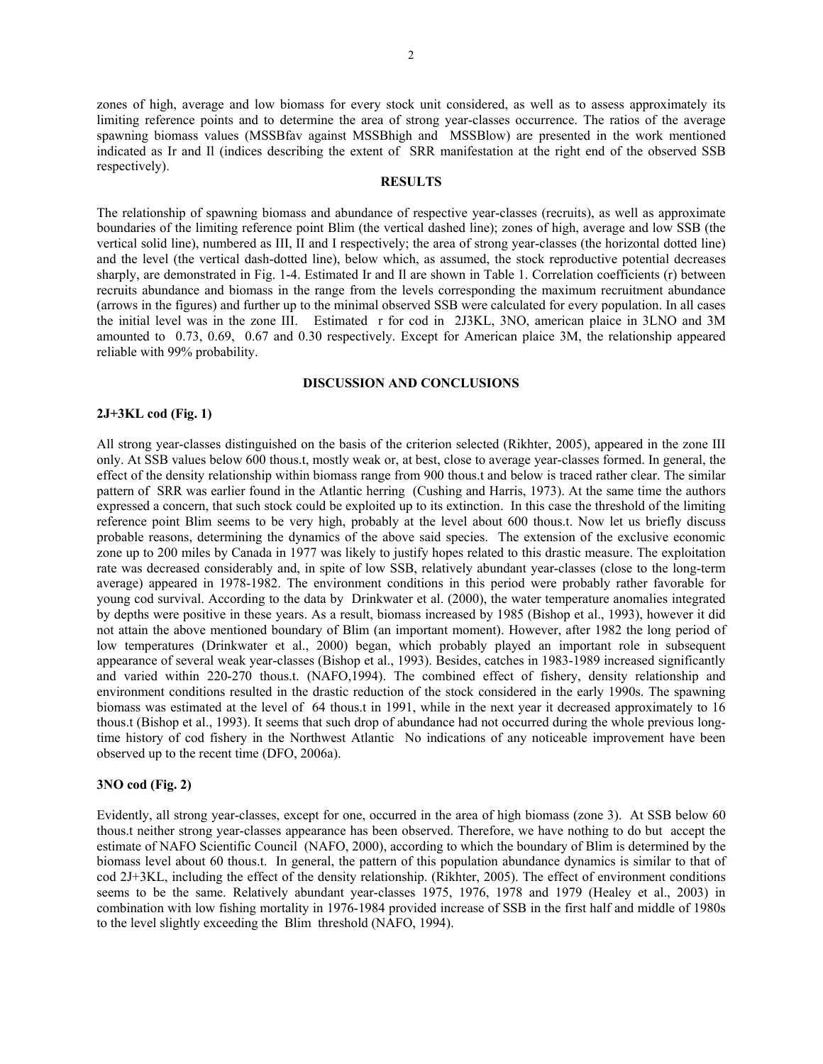zones of high, average and low biomass for every stock unit considered, as well as to assess approximately its limiting reference points and to determine the area of strong year-classes occurrence. The ratios of the average spawning biomass values (MSSBfav against MSSBhigh and MSSBlow) are presented in the work mentioned indicated as Ir and Il (indices describing the extent of SRR manifestation at the right end of the observed SSB respectively).

## RESULTS

The relationship of spawning biomass and abundance of respective year-classes (recruits), as well as approximate boundaries of the limiting reference point Blim (the vertical dashed line); zones of high, average and low SSB (the vertical solid line), numbered as III, II and I respectively; the area of strong year-classes (the horizontal dotted line) and the level (the vertical dash-dotted line), below which, as assumed, the stock reproductive potential decreases sharply, are demonstrated in Fig. 1-4. Estimated Ir and Il are shown in Table 1. Correlation coefficients (r) between recruits abundance and biomass in the range from the levels corresponding the maximum recruitment abundance (arrows in the figures) and further up to the minimal observed SSB were calculated for every population. In all cases the initial level was in the zone III. Estimated r for cod in 2J3KL, 3NO, american plaice in 3LNO and 3M amounted to 0.73, 0.69, 0.67 and 0.30 respectively. Except for American plaice 3M, the relationship appeared reliable with 99% probability.

## DISCUSSION AND CONCLUSIONS

### 2J+3KL cod (Fig. 1)

All strong year-classes distinguished on the basis of the criterion selected (Rikhter, 2005), appeared in the zone III only. At SSB values below 600 thous.t, mostly weak or, at best, close to average year-classes formed. In general, the effect of the density relationship within biomass range from 900 thous.t and below is traced rather clear. The similar pattern of SRR was earlier found in the Atlantic herring (Cushing and Harris, 1973). At the same time the authors expressed a concern, that such stock could be exploited up to its extinction. In this case the threshold of the limiting reference point Blim seems to be very high, probably at the level about 600 thous.t. Now let us briefly discuss probable reasons, determining the dynamics of the above said species. The extension of the exclusive economic zone up to 200 miles by Canada in 1977 was likely to justify hopes related to this drastic measure. The exploitation rate was decreased considerably and, in spite of low SSB, relatively abundant year-classes (close to the long-term average) appeared in 1978-1982. The environment conditions in this period were probably rather favorable for young cod survival. According to the data by Drinkwater et al. (2000), the water temperature anomalies integrated by depths were positive in these years. As a result, biomass increased by 1985 (Bishop et al., 1993), however it did not attain the above mentioned boundary of Blim (an important moment). However, after 1982 the long period of low temperatures (Drinkwater et al., 2000) began, which probably played an important role in subsequent appearance of several weak year-classes (Bishop et al., 1993). Besides, catches in 1983-1989 increased significantly and varied within 220-270 thous.t. (NAFO,1994). The combined effect of fishery, density relationship and environment conditions resulted in the drastic reduction of the stock considered in the early 1990s. The spawning biomass was estimated at the level of 64 thous.t in 1991, while in the next year it decreased approximately to 16 thous.t (Bishop et al., 1993). It seems that such drop of abundance had not occurred during the whole previous long-time history of cod fishery in the Northwest Atlantic No indications of any noticeable improvement have been observed up to the recent time (DFO, 2006a).

### 3NO cod (Fig. 2)

Evidently, all strong year-classes, except for one, occurred in the area of high biomass (zone 3). At SSB below 60 thous.t neither strong year-classes appearance has been observed. Therefore, we have nothing to do but accept the estimate of NAFO Scientific Council (NAFO, 2000), according to which the boundary of Blim is determined by the biomass level about 60 thous.t. In general, the pattern of this population abundance dynamics is similar to that of cod 2J+3KL, including the effect of the density relationship. (Rikhter, 2005). The effect of environment conditions seems to be the same. Relatively abundant year-classes 1975, 1976, 1978 and 1979 (Healey et al., 2003) in combination with low fishing mortality in 1976-1984 provided increase of SSB in the first half and middle of 1980s to the level slightly exceeding the Blim threshold (NAFO, 1994).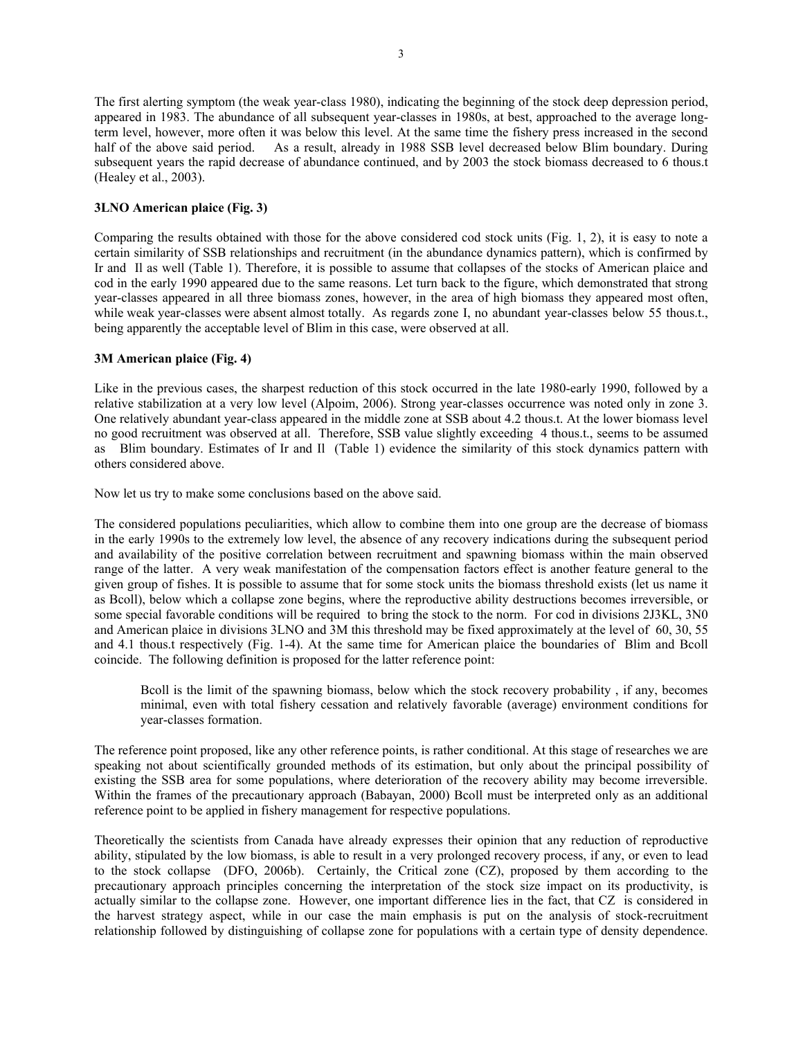The first alerting symptom (the weak year-class 1980), indicating the beginning of the stock deep depression period, appeared in 1983. The abundance of all subsequent year-classes in 1980s, at best, approached to the average long-term level, however, more often it was below this level. At the same time the fishery press increased in the second half of the above said period. As a result, already in 1988 SSB level decreased below Blim boundary. During subsequent years the rapid decrease of abundance continued, and by 2003 the stock biomass decreased to 6 thous.t (Healey et al., 2003).

**3LNO American plaice (Fig. 3)**

Comparing the results obtained with those for the above considered cod stock units (Fig. 1, 2), it is easy to note a certain similarity of SSB relationships and recruitment (in the abundance dynamics pattern), which is confirmed by Ir and Il as well (Table 1). Therefore, it is possible to assume that collapses of the stocks of American plaice and cod in the early 1990 appeared due to the same reasons. Let turn back to the figure, which demonstrated that strong year-classes appeared in all three biomass zones, however, in the area of high biomass they appeared most often, while weak year-classes were absent almost totally. As regards zone I, no abundant year-classes below 55 thous.t., being apparently the acceptable level of Blim in this case, were observed at all.

**3M American plaice (Fig. 4)**

Like in the previous cases, the sharpest reduction of this stock occurred in the late 1980-early 1990, followed by a relative stabilization at a very low level (Alpoim, 2006). Strong year-classes occurrence was noted only in zone 3. One relatively abundant year-class appeared in the middle zone at SSB about 4.2 thous.t. At the lower biomass level no good recruitment was observed at all. Therefore, SSB value slightly exceeding 4 thous.t., seems to be assumed as Blim boundary. Estimates of Ir and Il (Table 1) evidence the similarity of this stock dynamics pattern with others considered above.

Now let us try to make some conclusions based on the above said.

The considered populations peculiarities, which allow to combine them into one group are the decrease of biomass in the early 1990s to the extremely low level, the absence of any recovery indications during the subsequent period and availability of the positive correlation between recruitment and spawning biomass within the main observed range of the latter. A very weak manifestation of the compensation factors effect is another feature general to the given group of fishes. It is possible to assume that for some stock units the biomass threshold exists (let us name it as Bcoll), below which a collapse zone begins, where the reproductive ability destructions becomes irreversible, or some special favorable conditions will be required to bring the stock to the norm. For cod in divisions 2J3KL, 3N0 and American plaice in divisions 3LNO and 3M this threshold may be fixed approximately at the level of 60, 30, 55 and 4.1 thous.t respectively (Fig. 1-4). At the same time for American plaice the boundaries of Blim and Bcoll coincide. The following definition is proposed for the latter reference point:

> Bcoll is the limit of the spawning biomass, below which the stock recovery probability , if any, becomes minimal, even with total fishery cessation and relatively favorable (average) environment conditions for year-classes formation.

The reference point proposed, like any other reference points, is rather conditional. At this stage of researches we are speaking not about scientifically grounded methods of its estimation, but only about the principal possibility of existing the SSB area for some populations, where deterioration of the recovery ability may become irreversible. Within the frames of the precautionary approach (Babayan, 2000) Bcoll must be interpreted only as an additional reference point to be applied in fishery management for respective populations.

Theoretically the scientists from Canada have already expresses their opinion that any reduction of reproductive ability, stipulated by the low biomass, is able to result in a very prolonged recovery process, if any, or even to lead to the stock collapse (DFO, 2006b). Certainly, the Critical zone (CZ), proposed by them according to the precautionary approach principles concerning the interpretation of the stock size impact on its productivity, is actually similar to the collapse zone. However, one important difference lies in the fact, that CZ is considered in the harvest strategy aspect, while in our case the main emphasis is put on the analysis of stock-recruitment relationship followed by distinguishing of collapse zone for populations with a certain type of density dependence.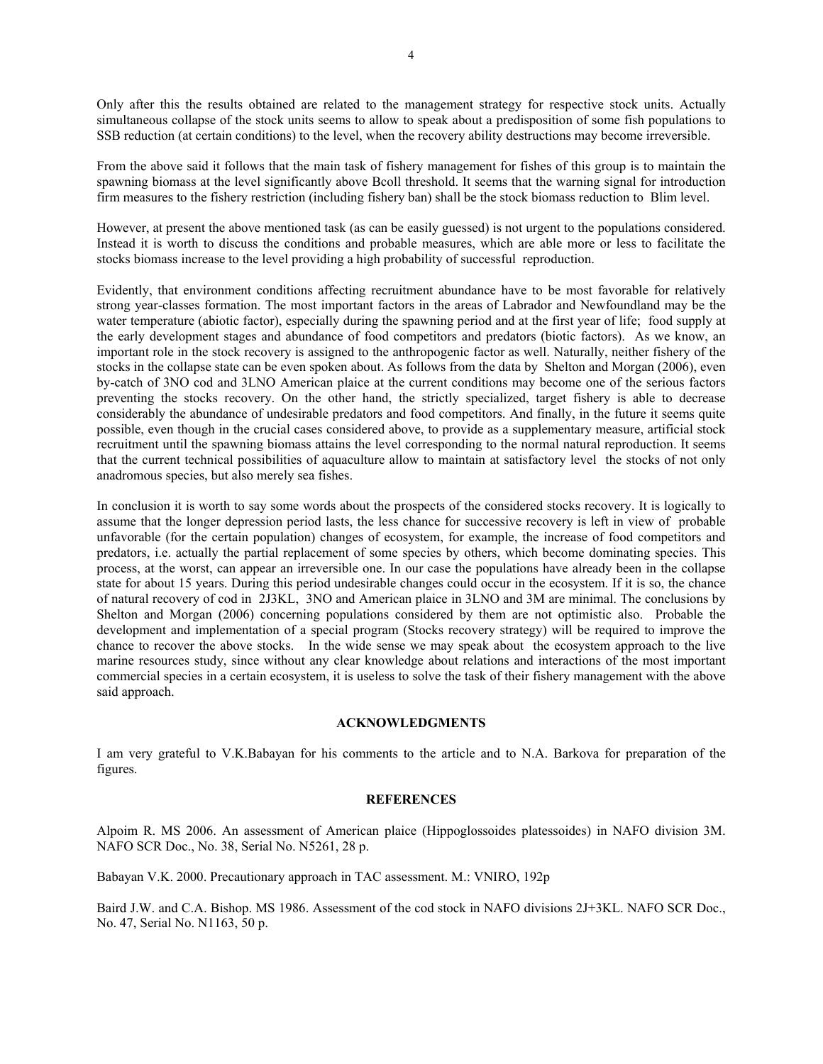Only after this the results obtained are related to the management strategy for respective stock units. Actually simultaneous collapse of the stock units seems to allow to speak about a predisposition of some fish populations to SSB reduction (at certain conditions) to the level, when the recovery ability destructions may become irreversible.

From the above said it follows that the main task of fishery management for fishes of this group is to maintain the spawning biomass at the level significantly above Bcoll threshold. It seems that the warning signal for introduction firm measures to the fishery restriction (including fishery ban) shall be the stock biomass reduction to Blim level.

However, at present the above mentioned task (as can be easily guessed) is not urgent to the populations considered. Instead it is worth to discuss the conditions and probable measures, which are able more or less to facilitate the stocks biomass increase to the level providing a high probability of successful reproduction.

Evidently, that environment conditions affecting recruitment abundance have to be most favorable for relatively strong year-classes formation. The most important factors in the areas of Labrador and Newfoundland may be the water temperature (abiotic factor), especially during the spawning period and at the first year of life; food supply at the early development stages and abundance of food competitors and predators (biotic factors). As we know, an important role in the stock recovery is assigned to the anthropogenic factor as well. Naturally, neither fishery of the stocks in the collapse state can be even spoken about. As follows from the data by Shelton and Morgan (2006), even by-catch of 3NO cod and 3LNO American plaice at the current conditions may become one of the serious factors preventing the stocks recovery. On the other hand, the strictly specialized, target fishery is able to decrease considerably the abundance of undesirable predators and food competitors. And finally, in the future it seems quite possible, even though in the crucial cases considered above, to provide as a supplementary measure, artificial stock recruitment until the spawning biomass attains the level corresponding to the normal natural reproduction. It seems that the current technical possibilities of aquaculture allow to maintain at satisfactory level the stocks of not only anadromous species, but also merely sea fishes.

In conclusion it is worth to say some words about the prospects of the considered stocks recovery. It is logically to assume that the longer depression period lasts, the less chance for successive recovery is left in view of probable unfavorable (for the certain population) changes of ecosystem, for example, the increase of food competitors and predators, i.e. actually the partial replacement of some species by others, which become dominating species. This process, at the worst, can appear an irreversible one. In our case the populations have already been in the collapse state for about 15 years. During this period undesirable changes could occur in the ecosystem. If it is so, the chance of natural recovery of cod in 2J3KL, 3NO and American plaice in 3LNO and 3M are minimal. The conclusions by Shelton and Morgan (2006) concerning populations considered by them are not optimistic also. Probable the development and implementation of a special program (Stocks recovery strategy) will be required to improve the chance to recover the above stocks. In the wide sense we may speak about the ecosystem approach to the live marine resources study, since without any clear knowledge about relations and interactions of the most important commercial species in a certain ecosystem, it is useless to solve the task of their fishery management with the above said approach.

## ACKNOWLEDGMENTS

I am very grateful to V.K.Babayan for his comments to the article and to N.A. Barkova for preparation of the figures.

## REFERENCES

Alpoim R. MS 2006. An assessment of American plaice (Hippoglossoides platessoides) in NAFO division 3M. NAFO SCR Doc., No. 38, Serial No. N5261, 28 p.

Babayan V.K. 2000. Precautionary approach in TAC assessment. M.: VNIRO, 192p

Baird J.W. and C.A. Bishop. MS 1986. Assessment of the cod stock in NAFO divisions 2J+3KL. NAFO SCR Doc., No. 47, Serial No. N1163, 50 p.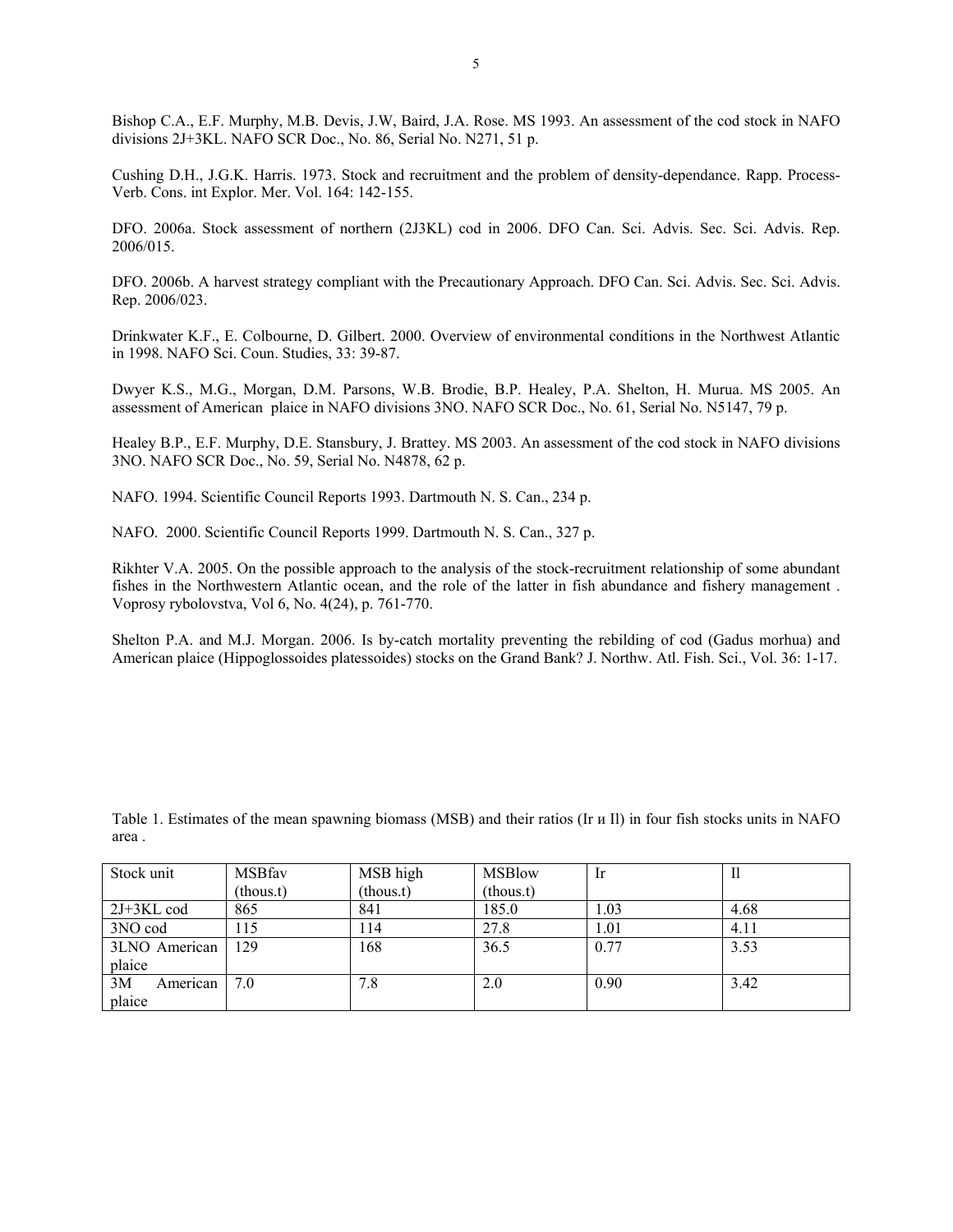Bishop C.A., E.F. Murphy, M.B. Devis, J.W, Baird, J.A. Rose. MS 1993. An assessment of the cod stock in NAFO divisions 2J+3KL. NAFO SCR Doc., No. 86, Serial No. N271, 51 p.

Cushing D.H., J.G.K. Harris. 1973. Stock and recruitment and the problem of density-dependance. Rapp. Process-Verb. Cons. int Explor. Mer. Vol. 164: 142-155.

DFO. 2006a. Stock assessment of northern (2J3KL) cod in 2006. DFO Can. Sci. Advis. Sec. Sci. Advis. Rep. 2006/015.

DFO. 2006b. A harvest strategy compliant with the Precautionary Approach. DFO Can. Sci. Advis. Sec. Sci. Advis. Rep. 2006/023.

Drinkwater K.F., E. Colbourne, D. Gilbert. 2000. Overview of environmental conditions in the Northwest Atlantic in 1998. NAFO Sci. Coun. Studies, 33: 39-87.

Dwyer K.S., M.G., Morgan, D.M. Parsons, W.B. Brodie, B.P. Healey, P.A. Shelton, H. Murua. MS 2005. An assessment of American plaice in NAFO divisions 3NO. NAFO SCR Doc., No. 61, Serial No. N5147, 79 p.

Healey B.P., E.F. Murphy, D.E. Stansbury, J. Brattey. MS 2003. An assessment of the cod stock in NAFO divisions 3NO. NAFO SCR Doc., No. 59, Serial No. N4878, 62 p.

NAFO. 1994. Scientific Council Reports 1993. Dartmouth N. S. Can., 234 p.

NAFO. 2000. Scientific Council Reports 1999. Dartmouth N. S. Can., 327 p.

Rikhter V.A. 2005. On the possible approach to the analysis of the stock-recruitment relationship of some abundant fishes in the Northwestern Atlantic ocean, and the role of the latter in fish abundance and fishery management . Voprosy rybolovstva, Vol 6, No. 4(24), p. 761-770.

Shelton P.A. and M.J. Morgan. 2006. Is by-catch mortality preventing the rebilding of cod (Gadus morhua) and American plaice (Hippoglossoides platessoides) stocks on the Grand Bank? J. Northw. Atl. Fish. Sci., Vol. 36: 1-17.

Table 1. Estimates of the mean spawning biomass (MSB) and their ratios (Ir и Il) in four fish stocks units in NAFO area .

| Stock unit | MSBfav (thous.t) | MSB high (thous.t) | MSBlow (thous.t) | Ir | Il |
|---|---|---|---|---|---|
| 2J+3KL cod | 865 | 841 | 185.0 | 1.03 | 4.68 |
| 3NO cod | 115 | 114 | 27.8 | 1.01 | 4.11 |
| 3LNO American plaice | 129 | 168 | 36.5 | 0.77 | 3.53 |
| 3M American plaice | 7.0 | 7.8 | 2.0 | 0.90 | 3.42 |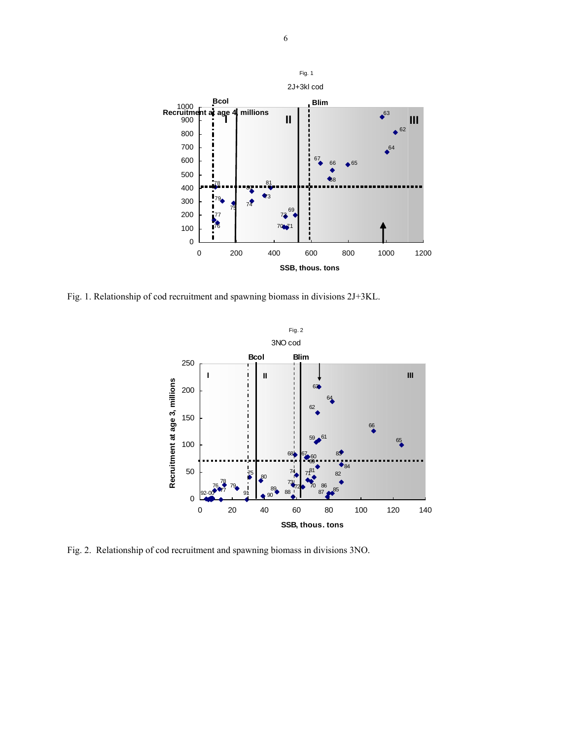Fig. 1. Relationship of cod recruitment and spawning biomass in divisions 2J+3KL.

Fig. 2. Relationship of cod recruitment and spawning biomass in divisions 3NO.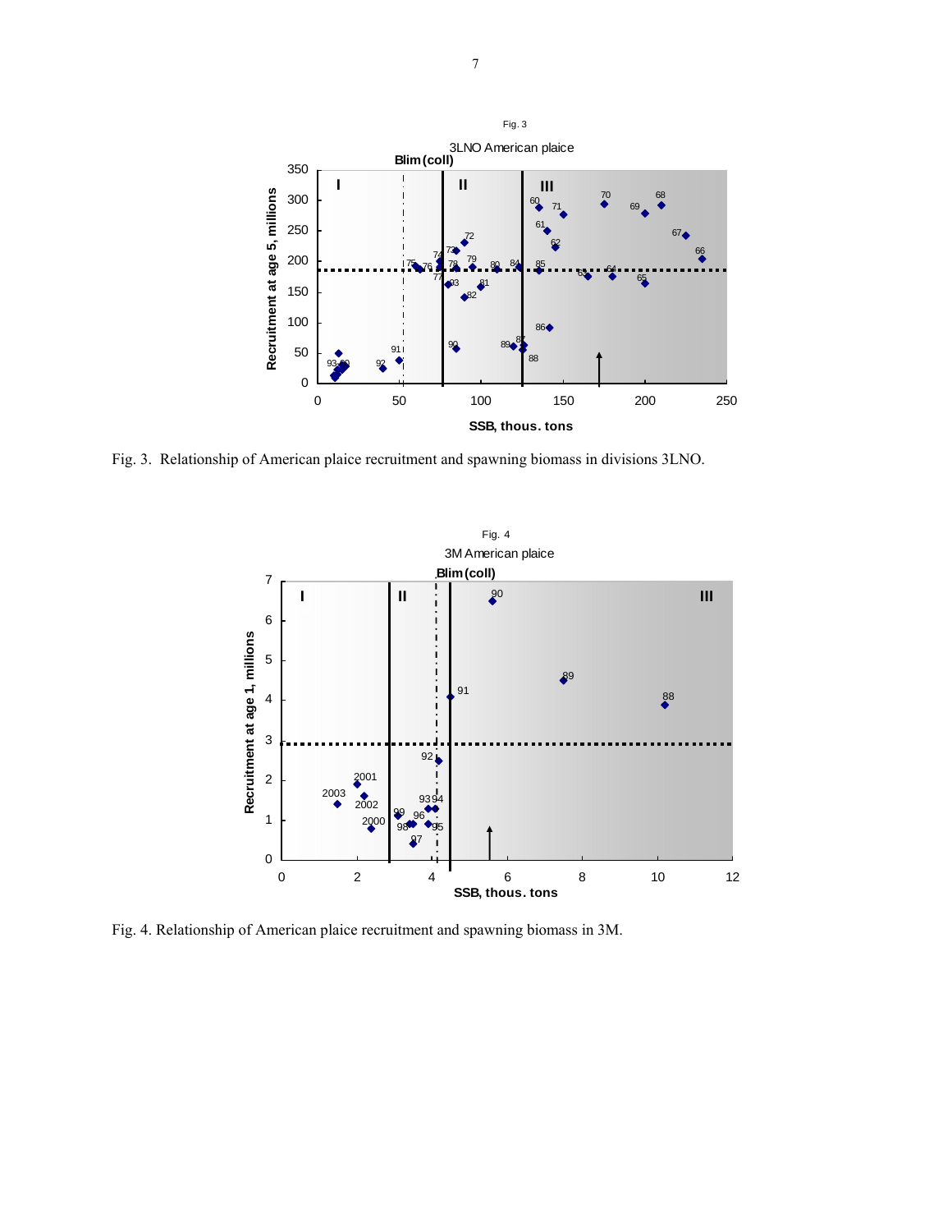Fig. 3

3LNO American plaice

Blim (coll)

I

II

III

Recruitment at age 5, millions

SSB, thous. tons

0
50
100
150
200
250
300
350

0
50
100
150
200
250

60 70 68 71 69 61 67 72 62 66 73 74 75 76 78 79 80 84 85 63 64 77 83 81 65 82 86 91 90 89 87 88 93 92

Fig. 3. Relationship of American plaice recruitment and spawning biomass in divisions 3LNO.

Fig. 4

3M American plaice

Blim (coll)

I

II

III

Recruitment at age 1, millions

SSB, thous. tons

0
1
2
3
4
5
6
7

0
2
4
6
8
10
12

90 89 88 91 92 2001 2003 2002 93 94 99 96 2000 98 95 97

Fig. 4. Relationship of American plaice recruitment and spawning biomass in 3M.